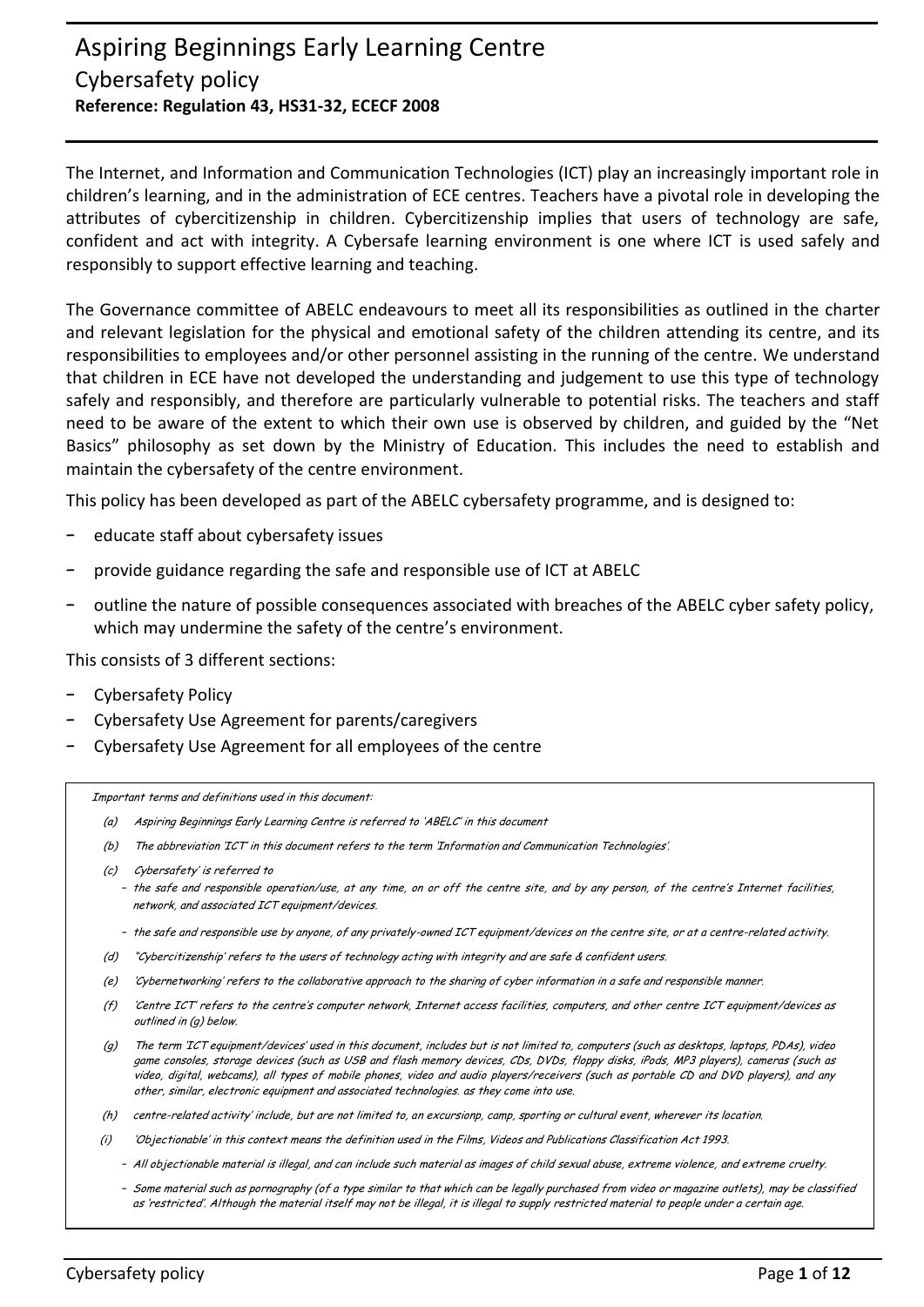# Aspiring Beginnings Early Learning Centre

## Cybersafety policy

**Reference: Regulation 43, HS31-32, ECECF 2008**

The Internet, and Information and Communication Technologies (ICT) play an increasingly important role in children's learning, and in the administration of ECE centres. Teachers have a pivotal role in developing the attributes of cybercitizenship in children. Cybercitizenship implies that users of technology are safe, confident and act with integrity. A Cybersafe learning environment is one where ICT is used safely and responsibly to support effective learning and teaching.

The Governance committee of ABELC endeavours to meet all its responsibilities as outlined in the charter and relevant legislation for the physical and emotional safety of the children attending its centre, and its responsibilities to employees and/or other personnel assisting in the running of the centre. We understand that children in ECE have not developed the understanding and judgement to use this type of technology safely and responsibly, and therefore are particularly vulnerable to potential risks. The teachers and staff need to be aware of the extent to which their own use is observed by children, and guided by the "Net Basics" philosophy as set down by the Ministry of Education. This includes the need to establish and maintain the cybersafety of the centre environment.

This policy has been developed as part of the ABELC cybersafety programme, and is designed to:

- educate staff about cybersafety issues
- provide guidance regarding the safe and responsible use of ICT at ABELC
- outline the nature of possible consequences associated with breaches of the ABELC cyber safety policy, which may undermine the safety of the centre's environment.

This consists of 3 different sections:

- Cybersafety Policy
- Cybersafety Use Agreement for parents/caregivers
- Cybersafety Use Agreement for all employees of the centre

*Important terms and definitions used in this document:*

*(a) Aspiring Beginnings Early Learning Centre is referred to 'ABELC' in this document*

*(b) The abbreviation 'ICT' in this document refers to the term 'Information and Communication Technologies'.*

*(c) Cybersafety' is referred to*

- *the safe and responsible operation/use, at any time, on or off the centre site, and by any person, of the centre's Internet facilities, network, and associated ICT equipment/devices.*
- *the safe and responsible use by anyone, of any privately-owned ICT equipment/devices on the centre site, or at a centre-related activity.*

*(d) "Cybercitizenship' refers to the users of technology acting with integrity and are safe & confident users.*

*(e) 'Cybernetworking' refers to the collaborative approach to the sharing of cyber information in a safe and responsible manner.*

*(f) 'Centre ICT' refers to the centre's computer network, Internet access facilities, computers, and other centre ICT equipment/devices as outlined in (g) below.*

*(g) The term 'ICT equipment/devices' used in this document, includes but is not limited to, computers (such as desktops, laptops, PDAs), video game consoles, storage devices (such as USB and flash memory devices, CDs, DVDs, floppy disks, iPods, MP3 players), cameras (such as video, digital, webcams), all types of mobile phones, video and audio players/receivers (such as portable CD and DVD players), and any other, similar, electronic equipment and associated technologies. as they come into use.*

*(h) centre-related activity' include, but are not limited to, an excursionp, camp, sporting or cultural event, wherever its location.*

*(i) 'Objectionable' in this context means the definition used in the Films, Videos and Publications Classification Act 1993.*

- *All objectionable material is illegal, and can include such material as images of child sexual abuse, extreme violence, and extreme cruelty.*
- *Some material such as pornography (of a type similar to that which can be legally purchased from video or magazine outlets), may be classified as 'restricted'. Although the material itself may not be illegal, it is illegal to supply restricted material to people under a certain age.*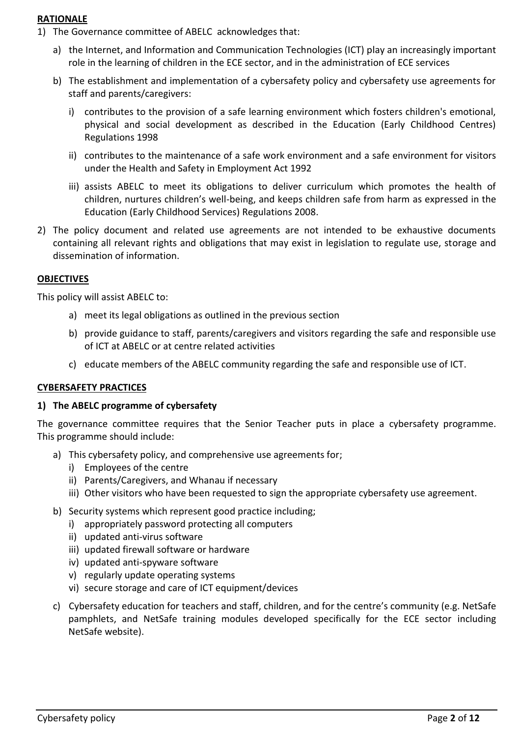**RATIONALE**

1) The Governance committee of ABELC acknowledges that:

   a) the Internet, and Information and Communication Technologies (ICT) play an increasingly important role in the learning of children in the ECE sector, and in the administration of ECE services

   b) The establishment and implementation of a cybersafety policy and cybersafety use agreements for staff and parents/caregivers:

      i) contributes to the provision of a safe learning environment which fosters children's emotional, physical and social development as described in the Education (Early Childhood Centres) Regulations 1998

      ii) contributes to the maintenance of a safe work environment and a safe environment for visitors under the Health and Safety in Employment Act 1992

      iii) assists ABELC to meet its obligations to deliver curriculum which promotes the health of children, nurtures children's well-being, and keeps children safe from harm as expressed in the Education (Early Childhood Services) Regulations 2008.

2) The policy document and related use agreements are not intended to be exhaustive documents containing all relevant rights and obligations that may exist in legislation to regulate use, storage and dissemination of information.

**OBJECTIVES**

This policy will assist ABELC to:

   a) meet its legal obligations as outlined in the previous section

   b) provide guidance to staff, parents/caregivers and visitors regarding the safe and responsible use of ICT at ABELC or at centre related activities

   c) educate members of the ABELC community regarding the safe and responsible use of ICT.

**CYBERSAFETY PRACTICES**

**1) The ABELC programme of cybersafety**

The governance committee requires that the Senior Teacher puts in place a cybersafety programme. This programme should include:

   a) This cybersafety policy, and comprehensive use agreements for;
      i) Employees of the centre
      ii) Parents/Caregivers, and Whanau if necessary
      iii) Other visitors who have been requested to sign the appropriate cybersafety use agreement.

   b) Security systems which represent good practice including;
      i) appropriately password protecting all computers
      ii) updated anti-virus software
      iii) updated firewall software or hardware
      iv) updated anti-spyware software
      v) regularly update operating systems
      vi) secure storage and care of ICT equipment/devices

   c) Cybersafety education for teachers and staff, children, and for the centre's community (e.g. NetSafe pamphlets, and NetSafe training modules developed specifically for the ECE sector including NetSafe website).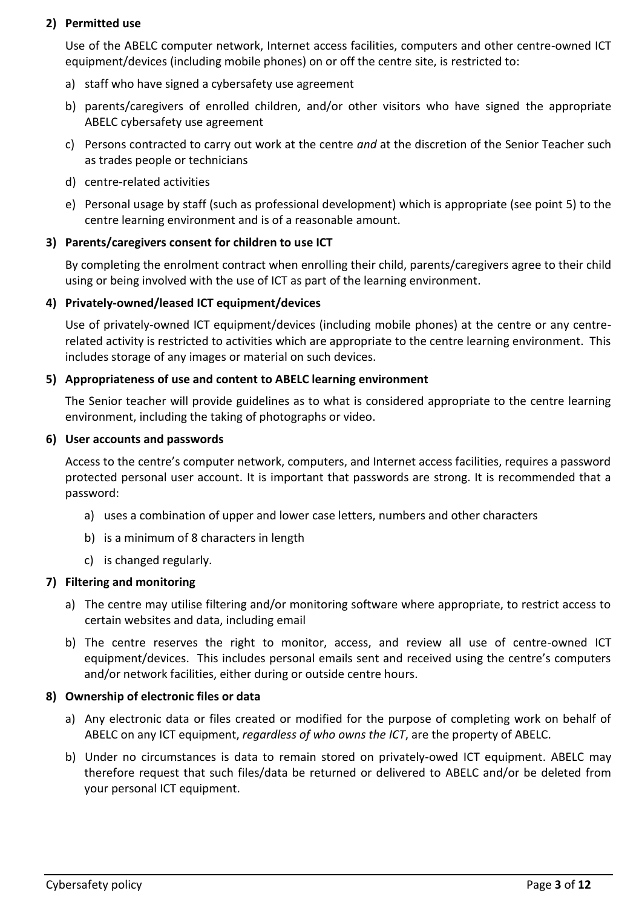**2) Permitted use**

Use of the ABELC computer network, Internet access facilities, computers and other centre-owned ICT equipment/devices (including mobile phones) on or off the centre site, is restricted to:

a) staff who have signed a cybersafety use agreement

b) parents/caregivers of enrolled children, and/or other visitors who have signed the appropriate ABELC cybersafety use agreement

c) Persons contracted to carry out work at the centre *and* at the discretion of the Senior Teacher such as trades people or technicians

d) centre-related activities

e) Personal usage by staff (such as professional development) which is appropriate (see point 5) to the centre learning environment and is of a reasonable amount.

**3) Parents/caregivers consent for children to use ICT**

By completing the enrolment contract when enrolling their child, parents/caregivers agree to their child using or being involved with the use of ICT as part of the learning environment.

**4) Privately-owned/leased ICT equipment/devices**

Use of privately-owned ICT equipment/devices (including mobile phones) at the centre or any centre-related activity is restricted to activities which are appropriate to the centre learning environment. This includes storage of any images or material on such devices.

**5) Appropriateness of use and content to ABELC learning environment**

The Senior teacher will provide guidelines as to what is considered appropriate to the centre learning environment, including the taking of photographs or video.

**6) User accounts and passwords**

Access to the centre's computer network, computers, and Internet access facilities, requires a password protected personal user account. It is important that passwords are strong. It is recommended that a password:

a) uses a combination of upper and lower case letters, numbers and other characters

b) is a minimum of 8 characters in length

c) is changed regularly.

**7) Filtering and monitoring**

a) The centre may utilise filtering and/or monitoring software where appropriate, to restrict access to certain websites and data, including email

b) The centre reserves the right to monitor, access, and review all use of centre-owned ICT equipment/devices. This includes personal emails sent and received using the centre's computers and/or network facilities, either during or outside centre hours.

**8) Ownership of electronic files or data**

a) Any electronic data or files created or modified for the purpose of completing work on behalf of ABELC on any ICT equipment, *regardless of who owns the ICT*, are the property of ABELC.

b) Under no circumstances is data to remain stored on privately-owed ICT equipment. ABELC may therefore request that such files/data be returned or delivered to ABELC and/or be deleted from your personal ICT equipment.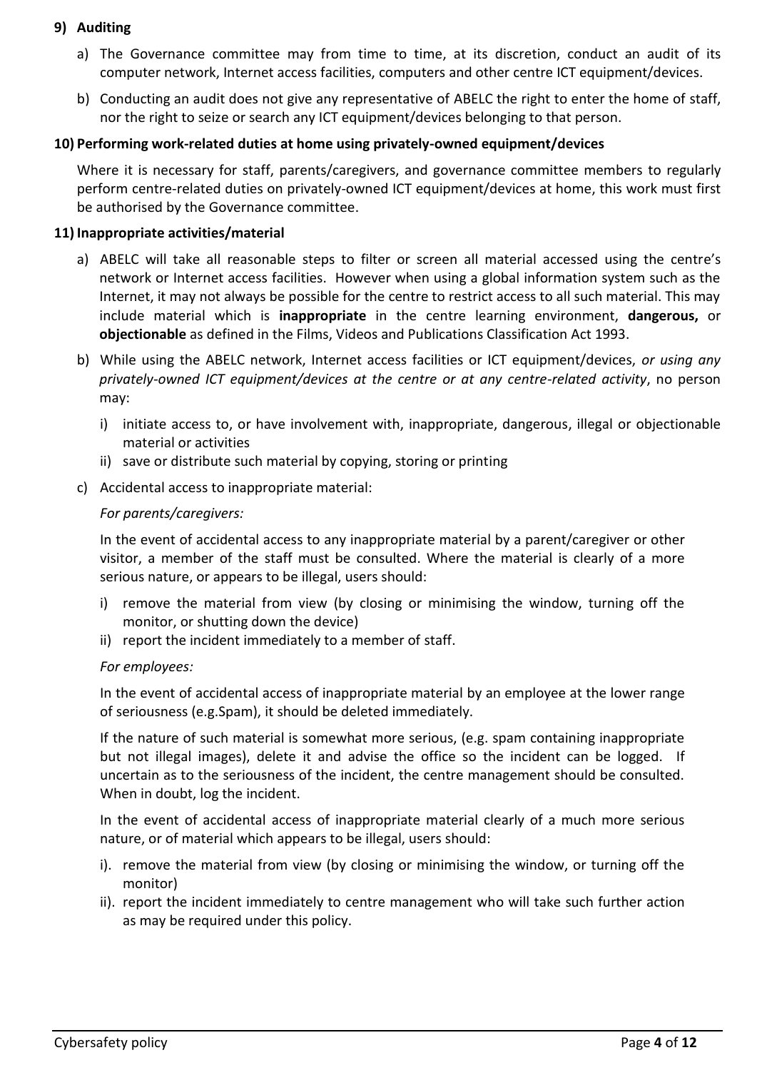## 9) Auditing

a) The Governance committee may from time to time, at its discretion, conduct an audit of its computer network, Internet access facilities, computers and other centre ICT equipment/devices.

b) Conducting an audit does not give any representative of ABELC the right to enter the home of staff, nor the right to seize or search any ICT equipment/devices belonging to that person.

## 10) Performing work-related duties at home using privately-owned equipment/devices

Where it is necessary for staff, parents/caregivers, and governance committee members to regularly perform centre-related duties on privately-owned ICT equipment/devices at home, this work must first be authorised by the Governance committee.

## 11) Inappropriate activities/material

a) ABELC will take all reasonable steps to filter or screen all material accessed using the centre's network or Internet access facilities. However when using a global information system such as the Internet, it may not always be possible for the centre to restrict access to all such material. This may include material which is **inappropriate** in the centre learning environment, **dangerous,** or **objectionable** as defined in the Films, Videos and Publications Classification Act 1993.

b) While using the ABELC network, Internet access facilities or ICT equipment/devices, *or using any privately-owned ICT equipment/devices at the centre or at any centre-related activity*, no person may:

   i) initiate access to, or have involvement with, inappropriate, dangerous, illegal or objectionable material or activities
   
   ii) save or distribute such material by copying, storing or printing

c) Accidental access to inappropriate material:

   *For parents/caregivers:*

   In the event of accidental access to any inappropriate material by a parent/caregiver or other visitor, a member of the staff must be consulted. Where the material is clearly of a more serious nature, or appears to be illegal, users should:

   i) remove the material from view (by closing or minimising the window, turning off the monitor, or shutting down the device)
   
   ii) report the incident immediately to a member of staff.

   *For employees:*

   In the event of accidental access of inappropriate material by an employee at the lower range of seriousness (e.g.Spam), it should be deleted immediately.

   If the nature of such material is somewhat more serious, (e.g. spam containing inappropriate but not illegal images), delete it and advise the office so the incident can be logged. If uncertain as to the seriousness of the incident, the centre management should be consulted. When in doubt, log the incident.

   In the event of accidental access of inappropriate material clearly of a much more serious nature, or of material which appears to be illegal, users should:

   i). remove the material from view (by closing or minimising the window, or turning off the monitor)
   
   ii). report the incident immediately to centre management who will take such further action as may be required under this policy.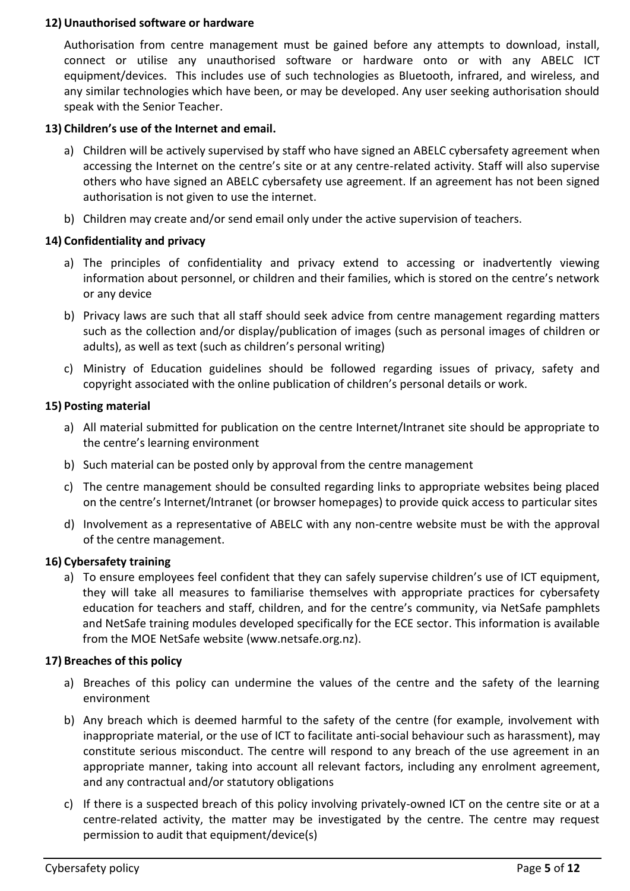**12) Unauthorised software or hardware**

Authorisation from centre management must be gained before any attempts to download, install, connect or utilise any unauthorised software or hardware onto or with any ABELC ICT equipment/devices. This includes use of such technologies as Bluetooth, infrared, and wireless, and any similar technologies which have been, or may be developed. Any user seeking authorisation should speak with the Senior Teacher.

**13) Children's use of the Internet and email.**

a) Children will be actively supervised by staff who have signed an ABELC cybersafety agreement when accessing the Internet on the centre's site or at any centre-related activity. Staff will also supervise others who have signed an ABELC cybersafety use agreement. If an agreement has not been signed authorisation is not given to use the internet.

b) Children may create and/or send email only under the active supervision of teachers.

**14) Confidentiality and privacy**

a) The principles of confidentiality and privacy extend to accessing or inadvertently viewing information about personnel, or children and their families, which is stored on the centre's network or any device

b) Privacy laws are such that all staff should seek advice from centre management regarding matters such as the collection and/or display/publication of images (such as personal images of children or adults), as well as text (such as children's personal writing)

c) Ministry of Education guidelines should be followed regarding issues of privacy, safety and copyright associated with the online publication of children's personal details or work.

**15) Posting material**

a) All material submitted for publication on the centre Internet/Intranet site should be appropriate to the centre's learning environment

b) Such material can be posted only by approval from the centre management

c) The centre management should be consulted regarding links to appropriate websites being placed on the centre's Internet/Intranet (or browser homepages) to provide quick access to particular sites

d) Involvement as a representative of ABELC with any non-centre website must be with the approval of the centre management.

**16) Cybersafety training**

a) To ensure employees feel confident that they can safely supervise children's use of ICT equipment, they will take all measures to familiarise themselves with appropriate practices for cybersafety education for teachers and staff, children, and for the centre's community, via NetSafe pamphlets and NetSafe training modules developed specifically for the ECE sector. This information is available from the MOE NetSafe website (www.netsafe.org.nz).

**17) Breaches of this policy**

a) Breaches of this policy can undermine the values of the centre and the safety of the learning environment

b) Any breach which is deemed harmful to the safety of the centre (for example, involvement with inappropriate material, or the use of ICT to facilitate anti-social behaviour such as harassment), may constitute serious misconduct. The centre will respond to any breach of the use agreement in an appropriate manner, taking into account all relevant factors, including any enrolment agreement, and any contractual and/or statutory obligations

c) If there is a suspected breach of this policy involving privately-owned ICT on the centre site or at a centre-related activity, the matter may be investigated by the centre. The centre may request permission to audit that equipment/device(s)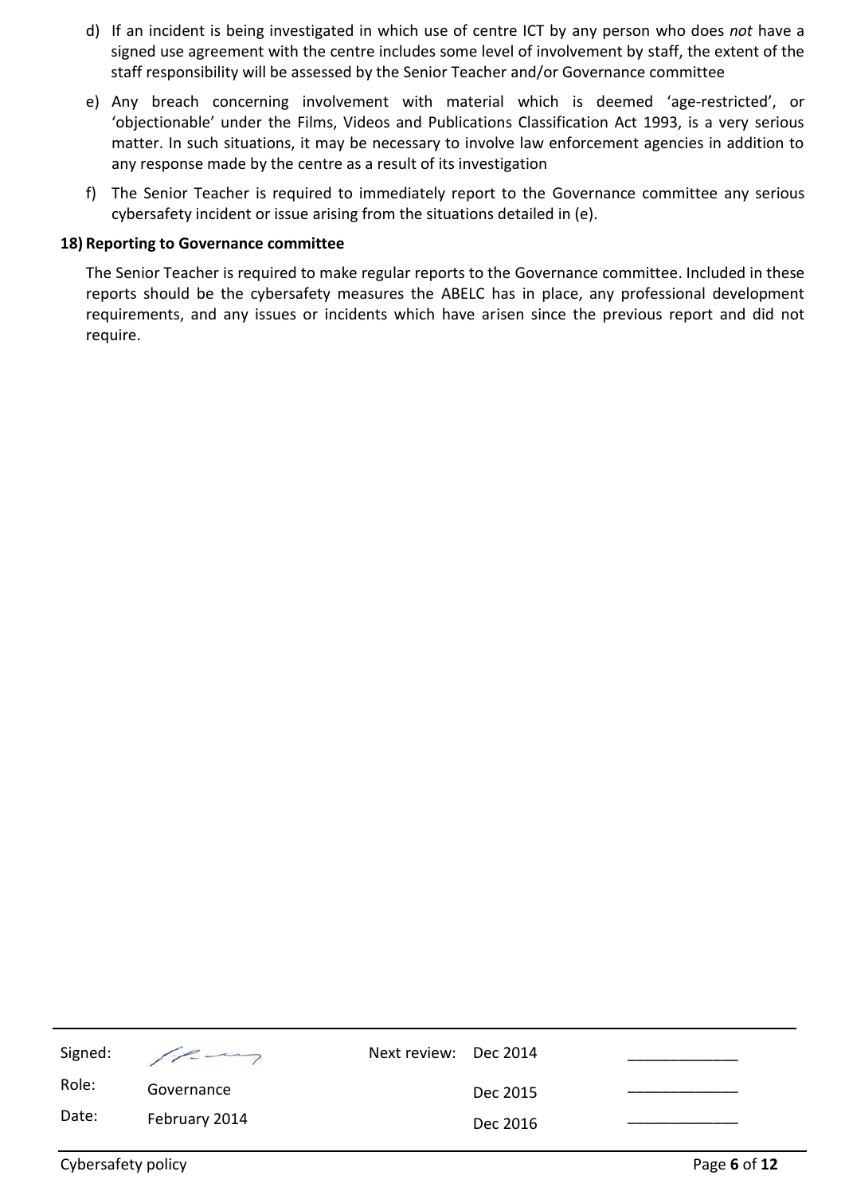d) If an incident is being investigated in which use of centre ICT by any person who does *not* have a signed use agreement with the centre includes some level of involvement by staff, the extent of the staff responsibility will be assessed by the Senior Teacher and/or Governance committee

e) Any breach concerning involvement with material which is deemed 'age-restricted', or 'objectionable' under the Films, Videos and Publications Classification Act 1993, is a very serious matter. In such situations, it may be necessary to involve law enforcement agencies in addition to any response made by the centre as a result of its investigation

f) The Senior Teacher is required to immediately report to the Governance committee any serious cybersafety incident or issue arising from the situations detailed in (e).

**18) Reporting to Governance committee**

The Senior Teacher is required to make regular reports to the Governance committee. Included in these reports should be the cybersafety measures the ABELC has in place, any professional development requirements, and any issues or incidents which have arisen since the previous report and did not require.

| Signed: | | Next review: | Dec 2014 | _____________ |
|---|---|---|---|---|
| Role: | Governance | | Dec 2015 | _____________ |
| Date: | February 2014 | | Dec 2016 | _____________ |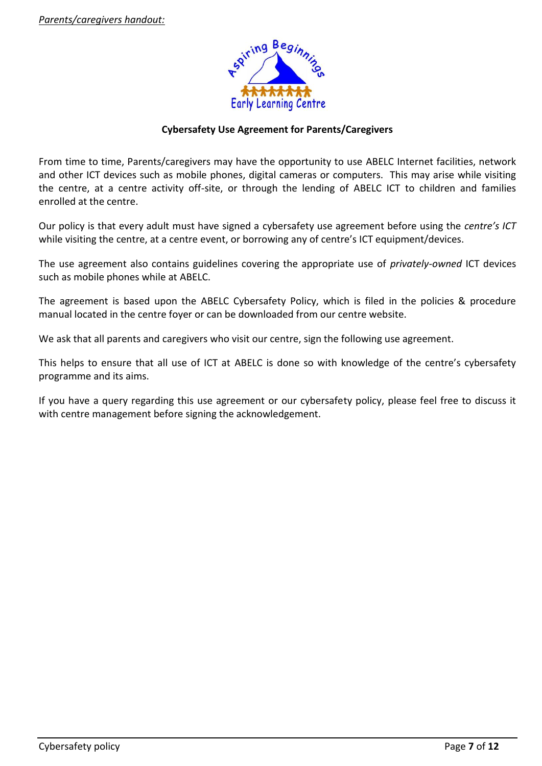*Parents/caregivers handout:*

**Cybersafety Use Agreement for Parents/Caregivers**

From time to time, Parents/caregivers may have the opportunity to use ABELC Internet facilities, network and other ICT devices such as mobile phones, digital cameras or computers. This may arise while visiting the centre, at a centre activity off-site, or through the lending of ABELC ICT to children and families enrolled at the centre.

Our policy is that every adult must have signed a cybersafety use agreement before using the *centre's ICT* while visiting the centre, at a centre event, or borrowing any of centre's ICT equipment/devices.

The use agreement also contains guidelines covering the appropriate use of *privately-owned* ICT devices such as mobile phones while at ABELC.

The agreement is based upon the ABELC Cybersafety Policy, which is filed in the policies & procedure manual located in the centre foyer or can be downloaded from our centre website.

We ask that all parents and caregivers who visit our centre, sign the following use agreement.

This helps to ensure that all use of ICT at ABELC is done so with knowledge of the centre's cybersafety programme and its aims.

If you have a query regarding this use agreement or our cybersafety policy, please feel free to discuss it with centre management before signing the acknowledgement.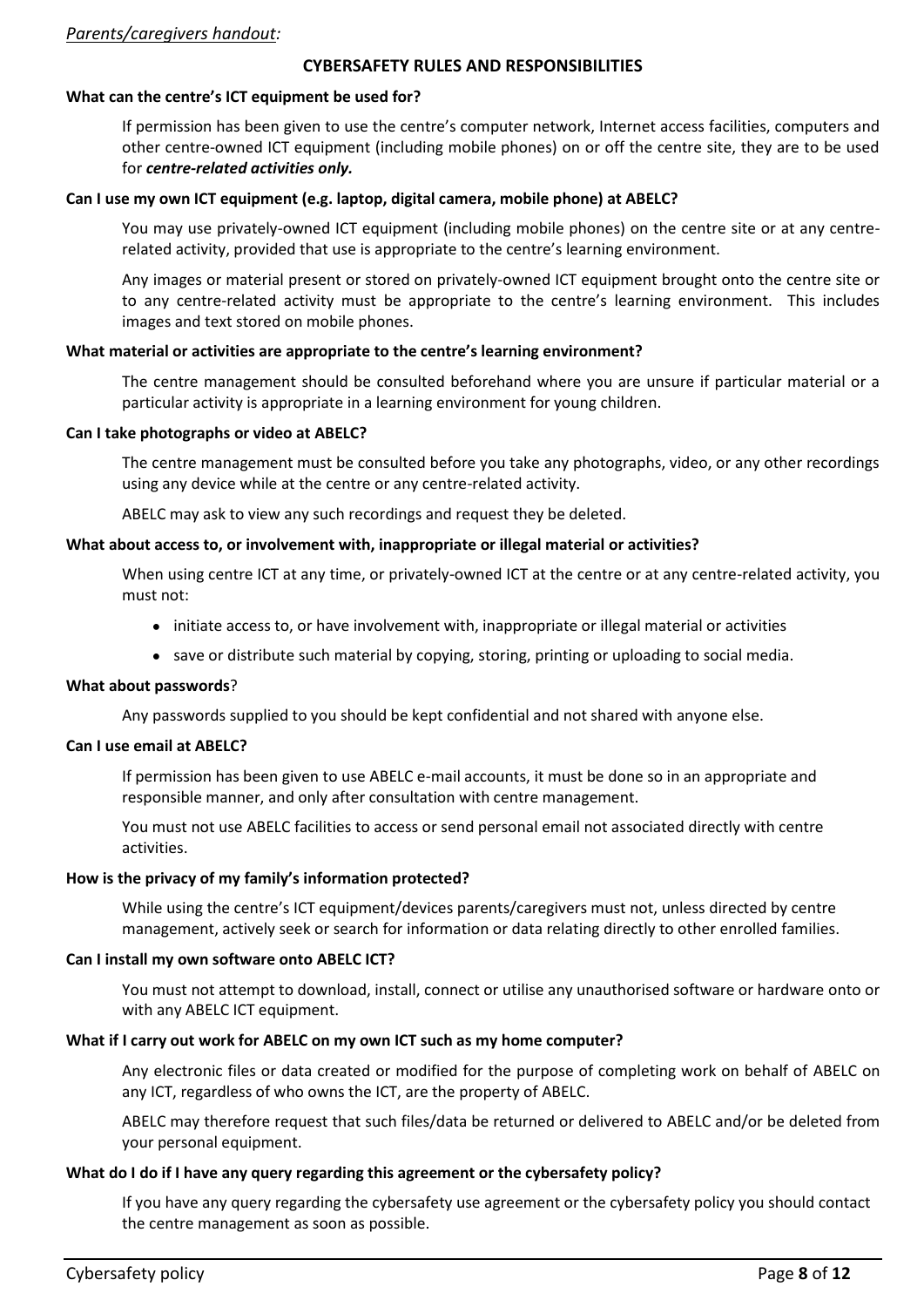*Parents/caregivers handout:*

## CYBERSAFETY RULES AND RESPONSIBILITIES

**What can the centre's ICT equipment be used for?**

If permission has been given to use the centre's computer network, Internet access facilities, computers and other centre-owned ICT equipment (including mobile phones) on or off the centre site, they are to be used for ***centre-related activities only.***

**Can I use my own ICT equipment (e.g. laptop, digital camera, mobile phone) at ABELC?**

You may use privately-owned ICT equipment (including mobile phones) on the centre site or at any centre-related activity, provided that use is appropriate to the centre's learning environment.

Any images or material present or stored on privately-owned ICT equipment brought onto the centre site or to any centre-related activity must be appropriate to the centre's learning environment. This includes images and text stored on mobile phones.

**What material or activities are appropriate to the centre's learning environment?**

The centre management should be consulted beforehand where you are unsure if particular material or a particular activity is appropriate in a learning environment for young children.

**Can I take photographs or video at ABELC?**

The centre management must be consulted before you take any photographs, video, or any other recordings using any device while at the centre or any centre-related activity.

ABELC may ask to view any such recordings and request they be deleted.

**What about access to, or involvement with, inappropriate or illegal material or activities?**

When using centre ICT at any time, or privately-owned ICT at the centre or at any centre-related activity, you must not:

- initiate access to, or have involvement with, inappropriate or illegal material or activities
- save or distribute such material by copying, storing, printing or uploading to social media.

**What about passwords**?

Any passwords supplied to you should be kept confidential and not shared with anyone else.

**Can I use email at ABELC?**

If permission has been given to use ABELC e-mail accounts, it must be done so in an appropriate and responsible manner, and only after consultation with centre management.

You must not use ABELC facilities to access or send personal email not associated directly with centre activities.

**How is the privacy of my family's information protected?**

While using the centre's ICT equipment/devices parents/caregivers must not, unless directed by centre management, actively seek or search for information or data relating directly to other enrolled families.

**Can I install my own software onto ABELC ICT?**

You must not attempt to download, install, connect or utilise any unauthorised software or hardware onto or with any ABELC ICT equipment.

**What if I carry out work for ABELC on my own ICT such as my home computer?**

Any electronic files or data created or modified for the purpose of completing work on behalf of ABELC on any ICT, regardless of who owns the ICT, are the property of ABELC.

ABELC may therefore request that such files/data be returned or delivered to ABELC and/or be deleted from your personal equipment.

**What do I do if I have any query regarding this agreement or the cybersafety policy?**

If you have any query regarding the cybersafety use agreement or the cybersafety policy you should contact the centre management as soon as possible.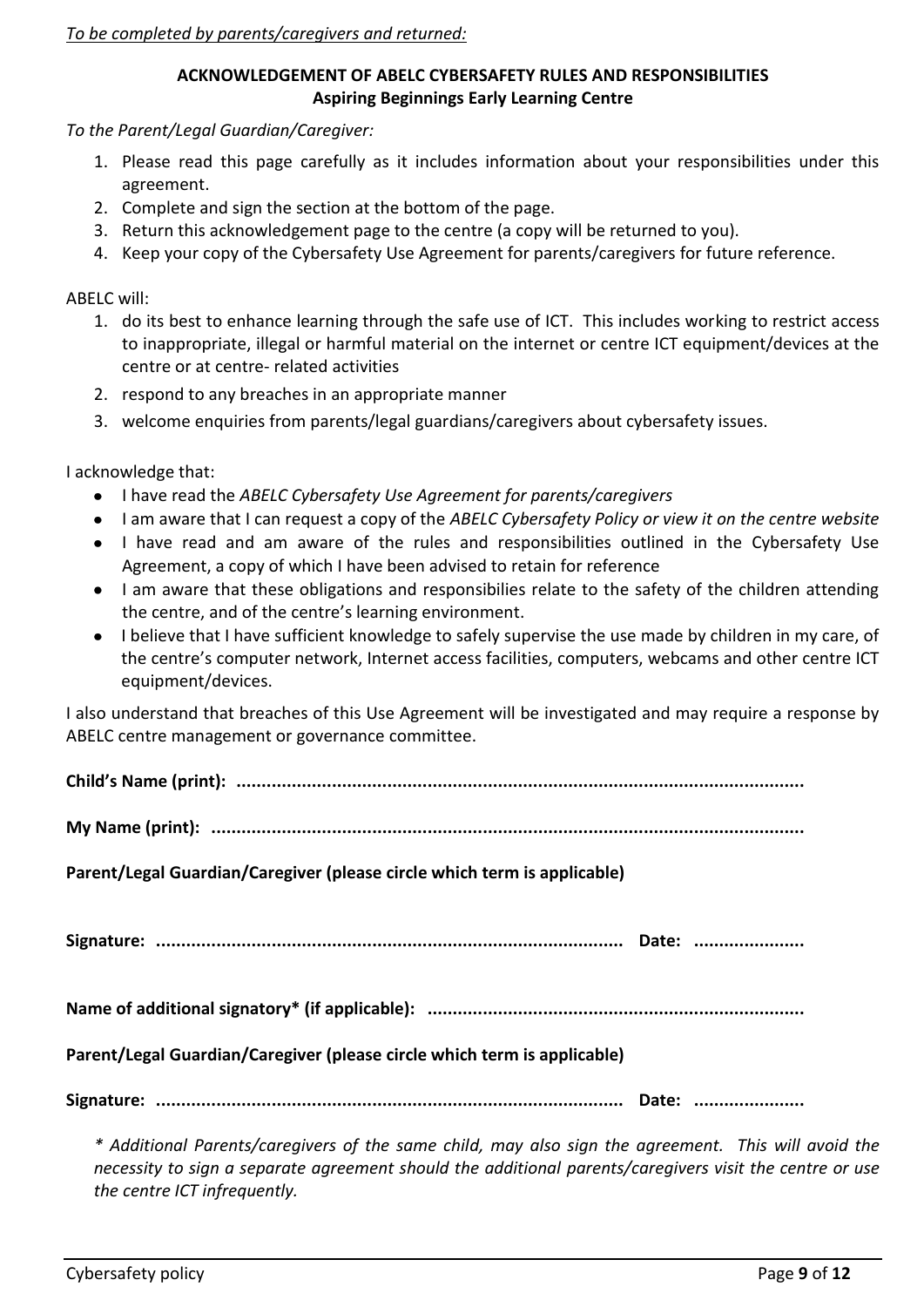*To be completed by parents/caregivers and returned:*

**ACKNOWLEDGEMENT OF ABELC CYBERSAFETY RULES AND RESPONSIBILITIES**
**Aspiring Beginnings Early Learning Centre**

*To the Parent/Legal Guardian/Caregiver:*

1. Please read this page carefully as it includes information about your responsibilities under this agreement.
2. Complete and sign the section at the bottom of the page.
3. Return this acknowledgement page to the centre (a copy will be returned to you).
4. Keep your copy of the Cybersafety Use Agreement for parents/caregivers for future reference.

ABELC will:

1. do its best to enhance learning through the safe use of ICT. This includes working to restrict access to inappropriate, illegal or harmful material on the internet or centre ICT equipment/devices at the centre or at centre- related activities
2. respond to any breaches in an appropriate manner
3. welcome enquiries from parents/legal guardians/caregivers about cybersafety issues.

I acknowledge that:

- I have read the *ABELC Cybersafety Use Agreement for parents/caregivers*
- I am aware that I can request a copy of the *ABELC Cybersafety Policy or view it on the centre website*
- I have read and am aware of the rules and responsibilities outlined in the Cybersafety Use Agreement, a copy of which I have been advised to retain for reference
- I am aware that these obligations and responsibilities relate to the safety of the children attending the centre, and of the centre's learning environment.
- I believe that I have sufficient knowledge to safely supervise the use made by children in my care, of the centre's computer network, Internet access facilities, computers, webcams and other centre ICT equipment/devices.

I also understand that breaches of this Use Agreement will be investigated and may require a response by ABELC centre management or governance committee.

**Child's Name (print): ..............................................................................................................**

**My Name (print): ....................................................................................................................**

**Parent/Legal Guardian/Caregiver (please circle which term is applicable)**

**Signature: ..........................................................................................  Date: .....................**

**Name of additional signatory\* (if applicable): ..........................................................................**

**Parent/Legal Guardian/Caregiver (please circle which term is applicable)**

**Signature: ..........................................................................................  Date: .....................**

*\* Additional Parents/caregivers of the same child, may also sign the agreement. This will avoid the necessity to sign a separate agreement should the additional parents/caregivers visit the centre or use the centre ICT infrequently.*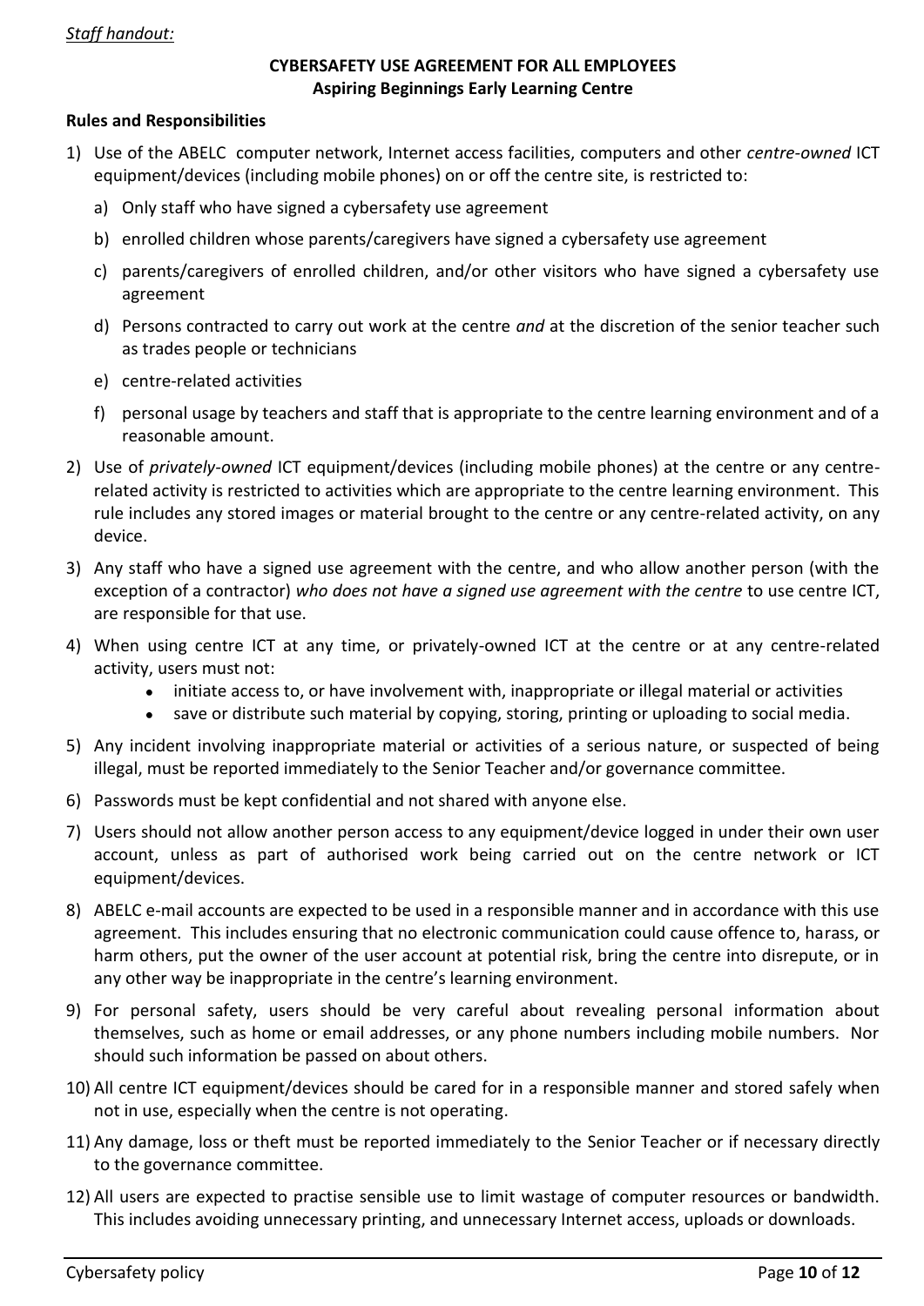*Staff handout:*

**CYBERSAFETY USE AGREEMENT FOR ALL EMPLOYEES**
**Aspiring Beginnings Early Learning Centre**

**Rules and Responsibilities**

1) Use of the ABELC computer network, Internet access facilities, computers and other *centre-owned* ICT equipment/devices (including mobile phones) on or off the centre site, is restricted to:
   a) Only staff who have signed a cybersafety use agreement
   b) enrolled children whose parents/caregivers have signed a cybersafety use agreement
   c) parents/caregivers of enrolled children, and/or other visitors who have signed a cybersafety use agreement
   d) Persons contracted to carry out work at the centre *and* at the discretion of the senior teacher such as trades people or technicians
   e) centre-related activities
   f) personal usage by teachers and staff that is appropriate to the centre learning environment and of a reasonable amount.
2) Use of *privately-owned* ICT equipment/devices (including mobile phones) at the centre or any centre-related activity is restricted to activities which are appropriate to the centre learning environment. This rule includes any stored images or material brought to the centre or any centre-related activity, on any device.
3) Any staff who have a signed use agreement with the centre, and who allow another person (with the exception of a contractor) *who does not have a signed use agreement with the centre* to use centre ICT, are responsible for that use.
4) When using centre ICT at any time, or privately-owned ICT at the centre or at any centre-related activity, users must not:
   - initiate access to, or have involvement with, inappropriate or illegal material or activities
   - save or distribute such material by copying, storing, printing or uploading to social media.
5) Any incident involving inappropriate material or activities of a serious nature, or suspected of being illegal, must be reported immediately to the Senior Teacher and/or governance committee.
6) Passwords must be kept confidential and not shared with anyone else.
7) Users should not allow another person access to any equipment/device logged in under their own user account, unless as part of authorised work being carried out on the centre network or ICT equipment/devices.
8) ABELC e-mail accounts are expected to be used in a responsible manner and in accordance with this use agreement. This includes ensuring that no electronic communication could cause offence to, harass, or harm others, put the owner of the user account at potential risk, bring the centre into disrepute, or in any other way be inappropriate in the centre's learning environment.
9) For personal safety, users should be very careful about revealing personal information about themselves, such as home or email addresses, or any phone numbers including mobile numbers. Nor should such information be passed on about others.
10) All centre ICT equipment/devices should be cared for in a responsible manner and stored safely when not in use, especially when the centre is not operating.
11) Any damage, loss or theft must be reported immediately to the Senior Teacher or if necessary directly to the governance committee.
12) All users are expected to practise sensible use to limit wastage of computer resources or bandwidth. This includes avoiding unnecessary printing, and unnecessary Internet access, uploads or downloads.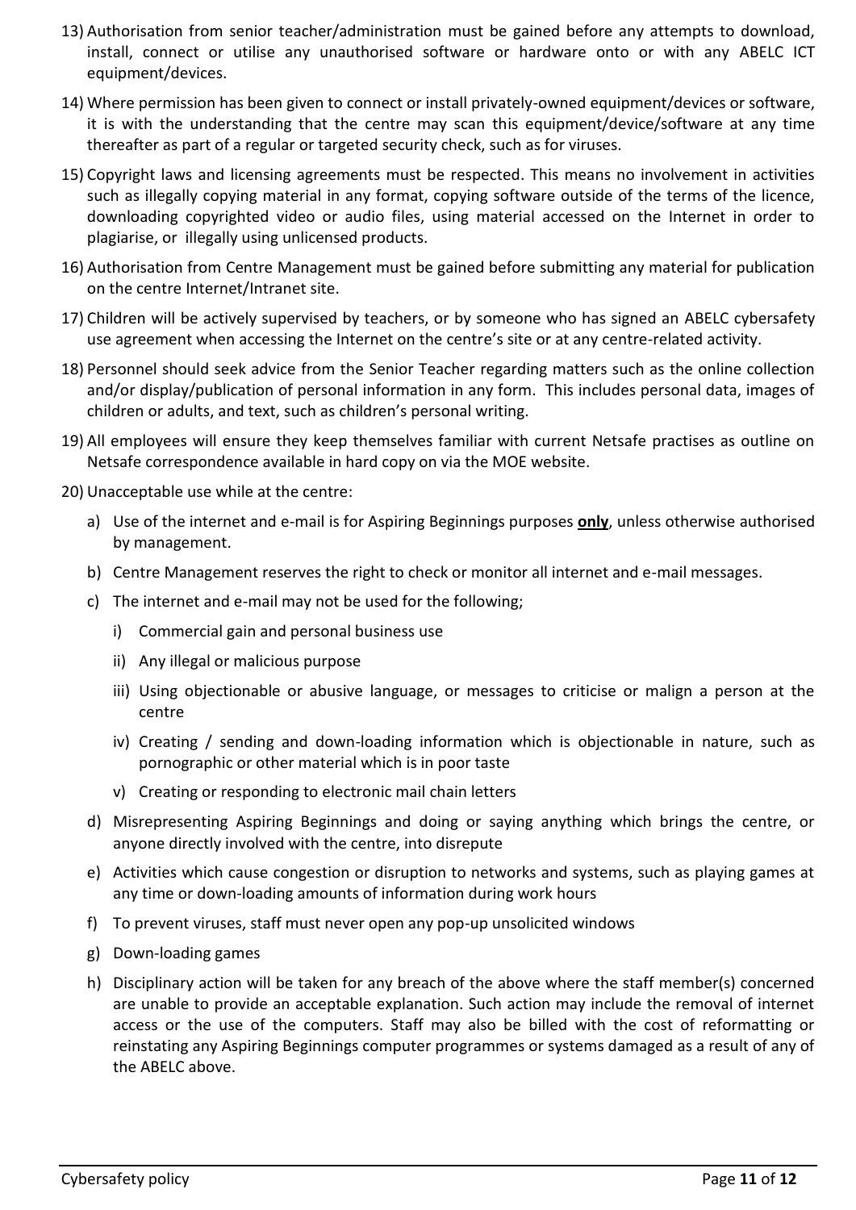13) Authorisation from senior teacher/administration must be gained before any attempts to download, install, connect or utilise any unauthorised software or hardware onto or with any ABELC ICT equipment/devices.

14) Where permission has been given to connect or install privately-owned equipment/devices or software, it is with the understanding that the centre may scan this equipment/device/software at any time thereafter as part of a regular or targeted security check, such as for viruses.

15) Copyright laws and licensing agreements must be respected. This means no involvement in activities such as illegally copying material in any format, copying software outside of the terms of the licence, downloading copyrighted video or audio files, using material accessed on the Internet in order to plagiarise, or illegally using unlicensed products.

16) Authorisation from Centre Management must be gained before submitting any material for publication on the centre Internet/Intranet site.

17) Children will be actively supervised by teachers, or by someone who has signed an ABELC cybersafety use agreement when accessing the Internet on the centre's site or at any centre-related activity.

18) Personnel should seek advice from the Senior Teacher regarding matters such as the online collection and/or display/publication of personal information in any form. This includes personal data, images of children or adults, and text, such as children's personal writing.

19) All employees will ensure they keep themselves familiar with current Netsafe practises as outline on Netsafe correspondence available in hard copy on via the MOE website.

20) Unacceptable use while at the centre:

    a) Use of the internet and e-mail is for Aspiring Beginnings purposes **only**, unless otherwise authorised by management.

    b) Centre Management reserves the right to check or monitor all internet and e-mail messages.

    c) The internet and e-mail may not be used for the following;

        i) Commercial gain and personal business use

        ii) Any illegal or malicious purpose

        iii) Using objectionable or abusive language, or messages to criticise or malign a person at the centre

        iv) Creating / sending and down-loading information which is objectionable in nature, such as pornographic or other material which is in poor taste

        v) Creating or responding to electronic mail chain letters

    d) Misrepresenting Aspiring Beginnings and doing or saying anything which brings the centre, or anyone directly involved with the centre, into disrepute

    e) Activities which cause congestion or disruption to networks and systems, such as playing games at any time or down-loading amounts of information during work hours

    f) To prevent viruses, staff must never open any pop-up unsolicited windows

    g) Down-loading games

    h) Disciplinary action will be taken for any breach of the above where the staff member(s) concerned are unable to provide an acceptable explanation. Such action may include the removal of internet access or the use of the computers. Staff may also be billed with the cost of reformatting or reinstating any Aspiring Beginnings computer programmes or systems damaged as a result of any of the ABELC above.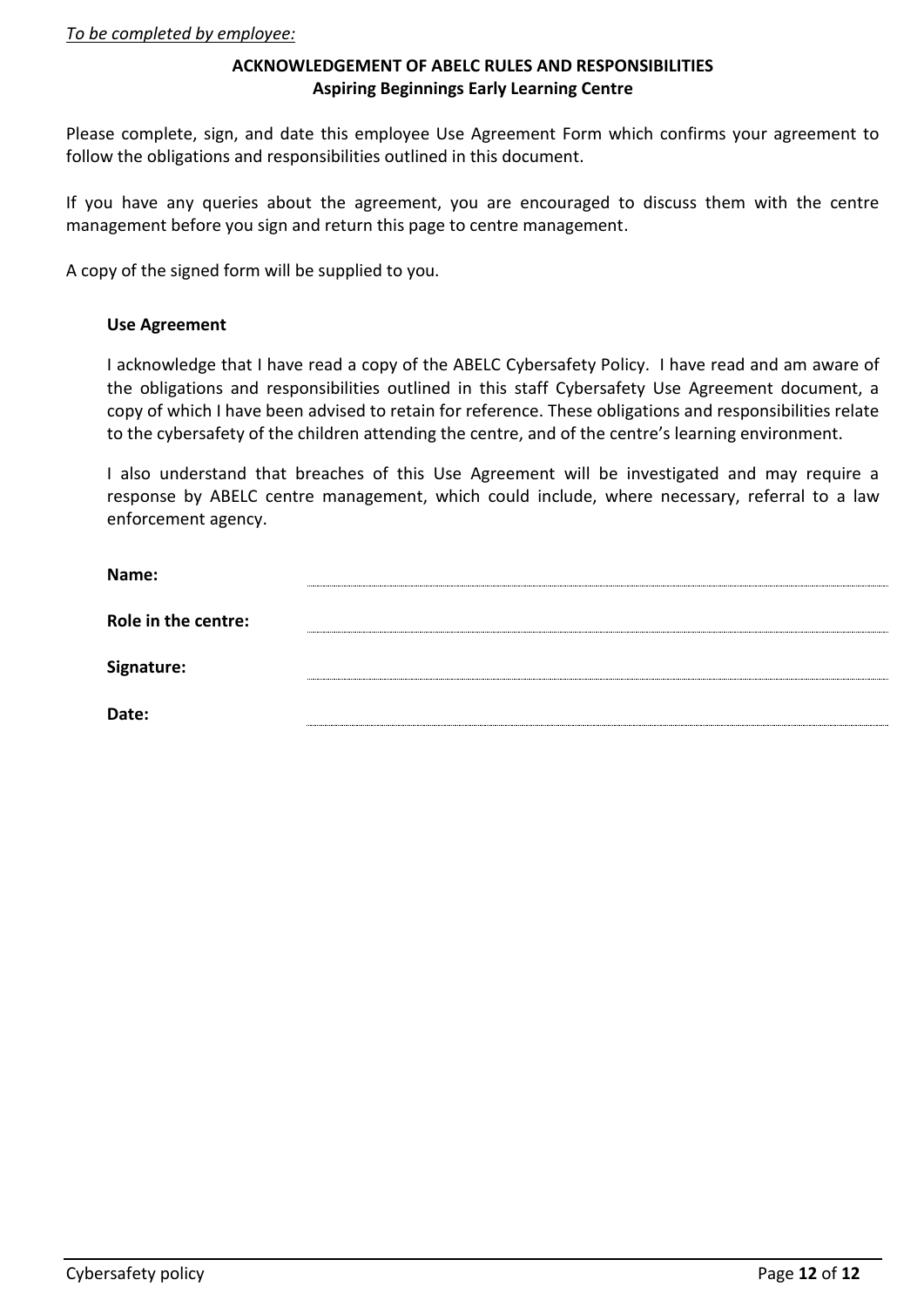*To be completed by employee:*

**ACKNOWLEDGEMENT OF ABELC RULES AND RESPONSIBILITIES**
**Aspiring Beginnings Early Learning Centre**

Please complete, sign, and date this employee Use Agreement Form which confirms your agreement to follow the obligations and responsibilities outlined in this document.

If you have any queries about the agreement, you are encouraged to discuss them with the centre management before you sign and return this page to centre management.

A copy of the signed form will be supplied to you.

**Use Agreement**

I acknowledge that I have read a copy of the ABELC Cybersafety Policy. I have read and am aware of the obligations and responsibilities outlined in this staff Cybersafety Use Agreement document, a copy of which I have been advised to retain for reference. These obligations and responsibilities relate to the cybersafety of the children attending the centre, and of the centre's learning environment.

I also understand that breaches of this Use Agreement will be investigated and may require a response by ABELC centre management, which could include, where necessary, referral to a law enforcement agency.

**Name:** ..............................................................................

**Role in the centre:** ..............................................................................

**Signature:** ..............................................................................

**Date:** ..............................................................................